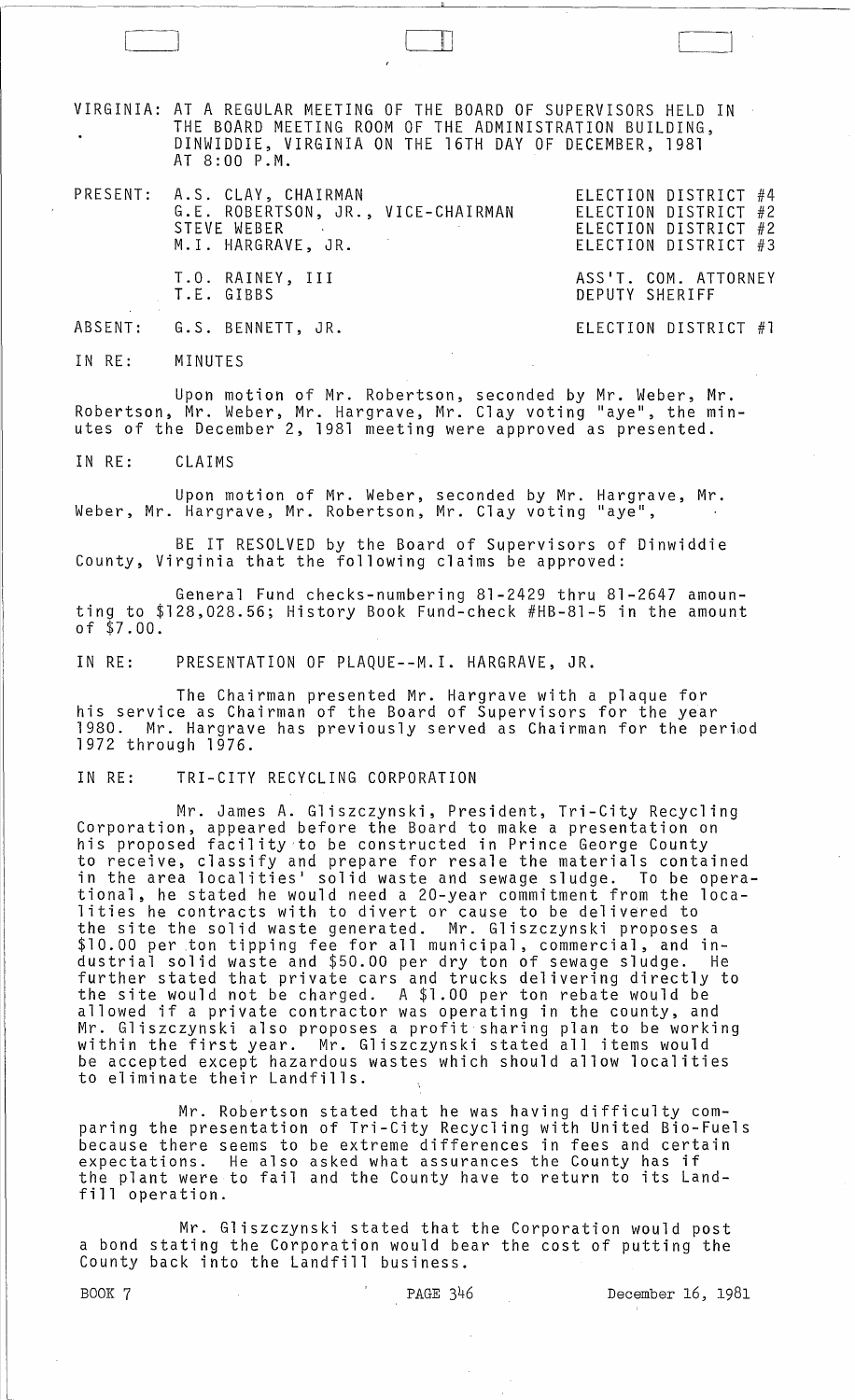VIRGINIA: AT A REGULAR MEETING OF THE BOARD OF SUPERVISORS HELD IN THE BOARD MEETING ROOM OF THE ADMINISTRATION BUILDING, DINWIDDIE, VIRGINIA ON THE 16TH DAY OF DECEMBER, 1981 AT 8:00 P.M.

| | | |
|---|---|---|
| PRESENT: | A.S. CLAY, CHAIRMAN | ELECTION DISTRICT #4 |
| | G.E. ROBERTSON, JR., VICE-CHAIRMAN | ELECTION DISTRICT #2 |
| | STEVE WEBER | ELECTION DISTRICT #2 |
| | M.I. HARGRAVE, JR. | ELECTION DISTRICT #3 |
| | T.O. RAINEY, III | ASS'T. COM. ATTORNEY |
| | T.E. GIBBS | DEPUTY SHERIFF |
| ABSENT: | G.S. BENNETT, JR. | ELECTION DISTRICT #1 |

IN RE: MINUTES

Upon motion of Mr. Robertson, seconded by Mr. Weber, Mr. Robertson, Mr. Weber, Mr. Hargrave, Mr. Clay voting "aye", the minutes of the December 2, 1981 meeting were approved as presented.

IN RE: CLAIMS

Upon motion of Mr. Weber, seconded by Mr. Hargrave, Mr. Weber, Mr. Hargrave, Mr. Robertson, Mr. Clay voting "aye",

BE IT RESOLVED by the Board of Supervisors of Dinwiddie County, Virginia that the following claims be approved:

General Fund checks-numbering 81-2429 thru 81-2647 amounting to $128,028.56; History Book Fund-check #HB-81-5 in the amount of $7.00.

IN RE: PRESENTATION OF PLAQUE--M.I. HARGRAVE, JR.

The Chairman presented Mr. Hargrave with a plaque for his service as Chairman of the Board of Supervisors for the year 1980. Mr. Hargrave has previously served as Chairman for the period 1972 through 1976.

IN RE: TRI-CITY RECYCLING CORPORATION

Mr. James A. Gliszczynski, President, Tri-City Recycling Corporation, appeared before the Board to make a presentation on his proposed facility to be constructed in Prince George County to receive, classify and prepare for resale the materials contained in the area localities' solid waste and sewage sludge. To be operational, he stated he would need a 20-year commitment from the localities he contracts with to divert or cause to be delivered to the site the solid waste generated. Mr. Gliszczynski proposes a $10.00 per ton tipping fee for all municipal, commercial, and industrial solid waste and $50.00 per dry ton of sewage sludge. He further stated that private cars and trucks delivering directly to the site would not be charged. A $1.00 per ton rebate would be allowed if a private contractor was operating in the county, and Mr. Gliszczynski also proposes a profit sharing plan to be working within the first year. Mr. Gliszczynski stated all items would be accepted except hazardous wastes which should allow localities to eliminate their Landfills.

Mr. Robertson stated that he was having difficulty comparing the presentation of Tri-City Recycling with United Bio-Fuels because there seems to be extreme differences in fees and certain expectations. He also asked what assurances the County has if the plant were to fail and the County have to return to its Landfill operation.

Mr. Gliszczynski stated that the Corporation would post a bond stating the Corporation would bear the cost of putting the County back into the Landfill business.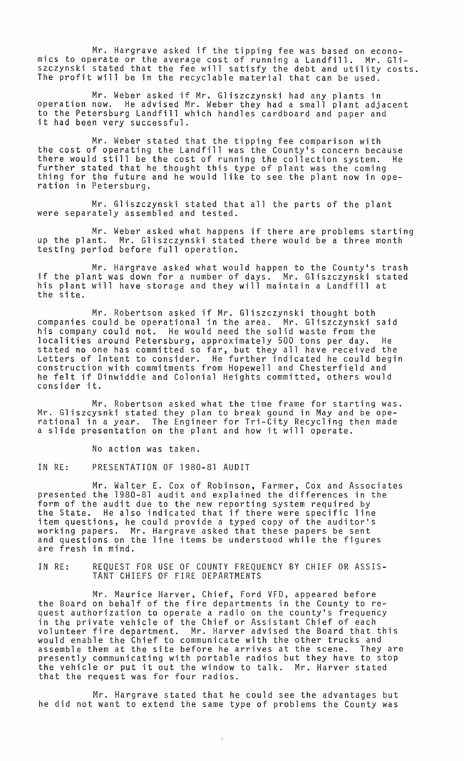Mr. Hargrave asked if the tipping fee was based on economics to operate or the average cost of running a Landfill. Mr. Gliszczynski stated that the fee will satisfy the debt and utility costs. The profit will be in the recyclable material that can be used.

Mr. Weber asked if Mr. Gliszczynski had any plants in operation now. He advised Mr. Weber they had a small plant adjacent to the Petersburg Landfill which handles cardboard and paper and it had been very successful.

Mr. Weber stated that the tipping fee comparison with the cost of operating the Landfill was the County's concern because there would still be the cost of running the collection system. He further stated that he thought this type of plant was the coming thing for the future and he would like to see the plant now in operation in Petersburg.

Mr. Gliszczynski stated that all the parts of the plant were separately assembled and tested.

Mr. Weber asked what happens if there are problems starting up the plant. Mr. Gliszczynski stated there would be a three month testing period before full operation.

Mr. Hargrave asked what would happen to the County's trash if the plant was down for a number of days. Mr. Gliszczynski stated his plant will have storage and they will maintain a Landfill at the site.

Mr. Robertson asked if Mr. Gliszczynski thought both companies could be operational in the area. Mr. Gliszczynski said his company could not. He would need the solid waste from the localities around Petersburg, approximately 500 tons per day. He stated no one has committed so far, but they all have received the Letters of Intent to consider. He further indicated he could begin construction with commitments from Hopewell and Chesterfield and he felt if Dinwiddie and Colonial Heights committed, others would consider it.

Mr. Robertson asked what the time frame for starting was. Mr. Gliszcysnki stated they plan to break gound in May and be operational in a year. The Engineer for Tri-City Recycling then made a slide presentation on the plant and how it will operate.

No action was taken.

IN RE: PRESENTATION OF 1980-81 AUDIT

Mr. Walter E. Cox of Robinson, Farmer, Cox and Associates presented the 1980-81 audit and explained the differences in the form of the audit due to the new reporting system required by the State. He also indicated that if there were specific line item questions, he could provide a typed copy of the auditor's working papers. Mr. Hargrave asked that these papers be sent and questions on the line items be understood while the figures are fresh in mind.

IN RE: REQUEST FOR USE OF COUNTY FREQUENCY BY CHIEF OR ASSISTANT CHIEFS OF FIRE DEPARTMENTS

Mr. Maurice Harver, Chief, Ford VFD, appeared before the Board on behalf of the fire departments in the County to request authorization to operate a radio on the county's frequency in the private vehicle of the Chief or Assistant Chief of each volunteer fire department. Mr. Harver advised the Board that this would enable the Chief to communicate with the other trucks and assemble them at the site before he arrives at the scene. They are presently communicating with portable radios but they have to stop the vehicle or put it out the window to talk. Mr. Harver stated that the request was for four radios.

Mr. Hargrave stated that he could see the advantages but he did not want to extend the same type of problems the County was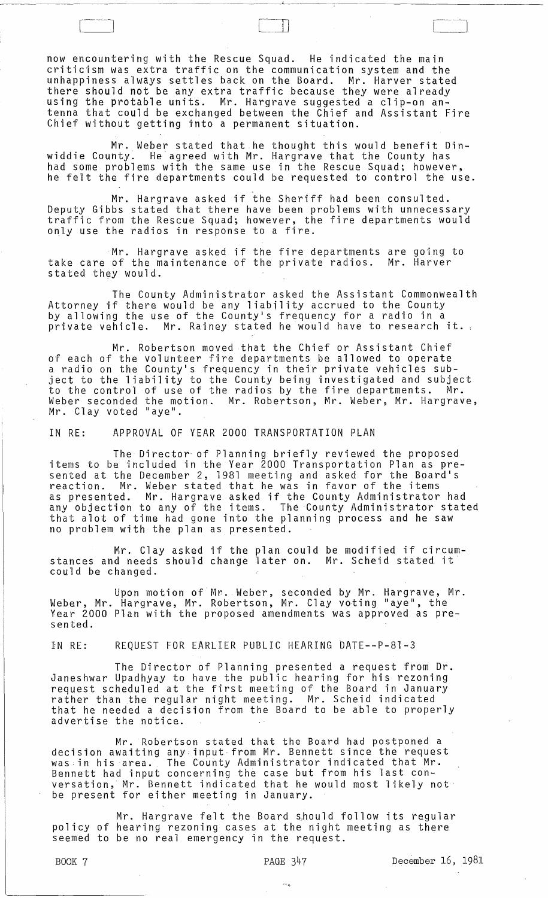now encountering with the Rescue Squad. He indicated the main criticism was extra traffic on the communication system and the unhappiness always settles back on the Board. Mr. Harver stated there should not be any extra traffic because they were already using the protable units. Mr. Hargrave suggested a clip-on antenna that could be exchanged between the Chief and Assistant Fire Chief without getting into a permanent situation.

Mr. Weber stated that he thought this would benefit Dinwiddie County. He agreed with Mr. Hargrave that the County has had some problems with the same use in the Rescue Squad; however, he felt the fire departments could be requested to control the use.

Mr. Hargrave asked if the Sheriff had been consulted. Deputy Gibbs stated that there have been problems with unnecessary traffic from the Rescue Squad; however, the fire departments would only use the radios in response to a fire.

Mr. Hargrave asked if the fire departments are going to take care of the maintenance of the private radios. Mr. Harver stated they would.

The County Administrator asked the Assistant Commonwealth Attorney if there would be any liability accrued to the County by allowing the use of the County's frequency for a radio in a private vehicle. Mr. Rainey stated he would have to research it.

Mr. Robertson moved that the Chief or Assistant Chief of each of the volunteer fire departments be allowed to operate a radio on the County's frequency in their private vehicles subject to the liability to the County being investigated and subject to the control of use of the radios by the fire departments. Mr. Weber seconded the motion. Mr. Robertson, Mr. Weber, Mr. Hargrave, Mr. Clay voted "aye".

IN RE: APPROVAL OF YEAR 2000 TRANSPORTATION PLAN

The Director of Planning briefly reviewed the proposed items to be included in the Year 2000 Transportation Plan as presented at the December 2, 1981 meeting and asked for the Board's reaction. Mr. Weber stated that he was in favor of the items as presented. Mr. Hargrave asked if the County Administrator had any objection to any of the items. The County Administrator stated that alot of time had gone into the planning process and he saw no problem with the plan as presented.

Mr. Clay asked if the plan could be modified if circumstances and needs should change later on. Mr. Scheid stated it could be changed.

Upon motion of Mr. Weber, seconded by Mr. Hargrave, Mr. Weber, Mr. Hargrave, Mr. Robertson, Mr. Clay voting "aye", the Year 2000 Plan with the proposed amendments was approved as presented.

IN RE: REQUEST FOR EARLIER PUBLIC HEARING DATE--P-81-3

The Director of Planning presented a request from Dr. Janeshwar Upadhyay to have the public hearing for his rezoning request scheduled at the first meeting of the Board in January rather than the regular night meeting. Mr. Scheid indicated that he needed a decision from the Board to be able to properly advertise the notice.

Mr. Robertson stated that the Board had postponed a decision awaiting any input from Mr. Bennett since the request was in his area. The County Administrator indicated that Mr. Bennett had input concerning the case but from his last conversation, Mr. Bennett indicated that he would most likely not be present for either meeting in January.

Mr. Hargrave felt the Board should follow its regular policy of hearing rezoning cases at the night meeting as there seemed to be no real emergency in the request.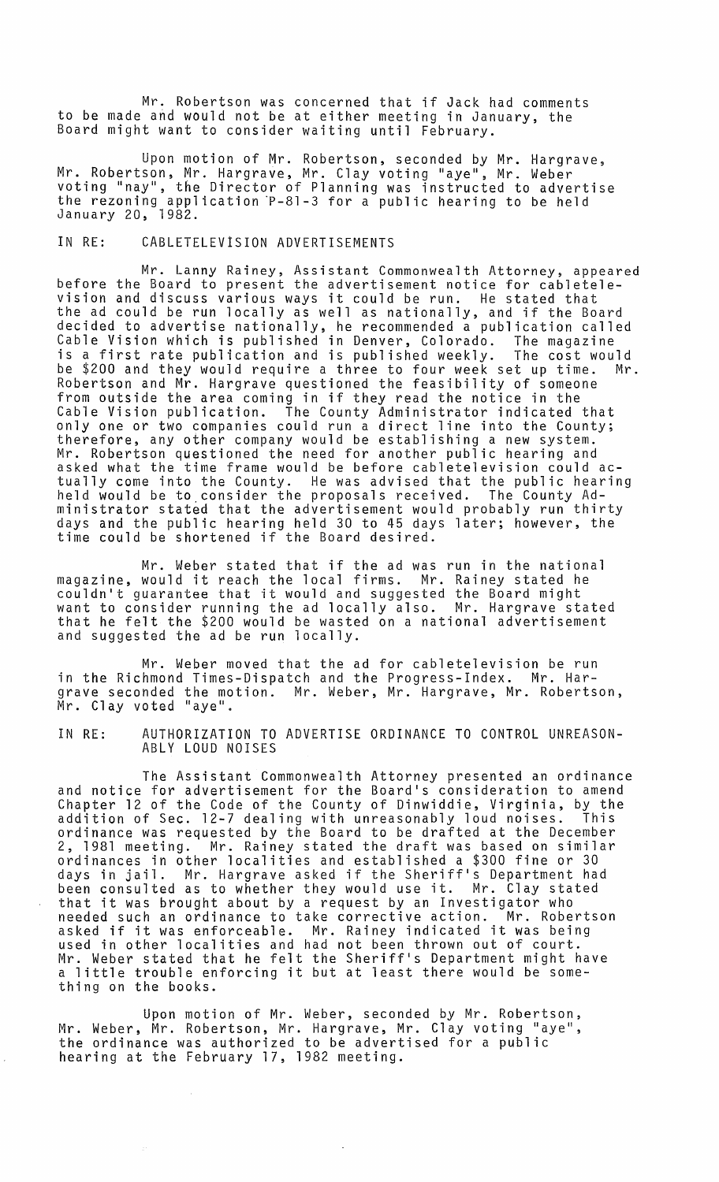Mr. Robertson was concerned that if Jack had comments to be made and would not be at either meeting in January, the Board might want to consider waiting until February.

Upon motion of Mr. Robertson, seconded by Mr. Hargrave, Mr. Robertson, Mr. Hargrave, Mr. Clay voting "aye", Mr. Weber voting "nay", the Director of Planning was instructed to advertise the rezoning application P-81-3 for a public hearing to be held January 20, 1982.

IN RE: CABLETELEVISION ADVERTISEMENTS

Mr. Lanny Rainey, Assistant Commonwealth Attorney, appeared before the Board to present the advertisement notice for cabletelevision and discuss various ways it could be run. He stated that the ad could be run locally as well as nationally, and if the Board decided to advertise nationally, he recommended a publication called Cable Vision which is published in Denver, Colorado. The magazine is a first rate publication and is published weekly. The cost would be $200 and they would require a three to four week set up time. Mr. Robertson and Mr. Hargrave questioned the feasibility of someone from outside the area coming in if they read the notice in the Cable Vision publication. The County Administrator indicated that only one or two companies could run a direct line into the County; therefore, any other company would be establishing a new system. Mr. Robertson questioned the need for another public hearing and asked what the time frame would be before cabletelevision could actually come into the County. He was advised that the public hearing held would be to consider the proposals received. The County Administrator stated that the advertisement would probably run thirty days and the public hearing held 30 to 45 days later; however, the time could be shortened if the Board desired.

Mr. Weber stated that if the ad was run in the national magazine, would it reach the local firms. Mr. Rainey stated he couldn't guarantee that it would and suggested the Board might want to consider running the ad locally also. Mr. Hargrave stated that he felt the $200 would be wasted on a national advertisement and suggested the ad be run locally.

Mr. Weber moved that the ad for cabletelevision be run in the Richmond Times-Dispatch and the Progress-Index. Mr. Hargrave seconded the motion. Mr. Weber, Mr. Hargrave, Mr. Robertson, Mr. Clay voted "aye".

IN RE: AUTHORIZATION TO ADVERTISE ORDINANCE TO CONTROL UNREASONABLY LOUD NOISES

The Assistant Commonwealth Attorney presented an ordinance and notice for advertisement for the Board's consideration to amend Chapter 12 of the Code of the County of Dinwiddie, Virginia, by the addition of Sec. 12-7 dealing with unreasonably loud noises. This ordinance was requested by the Board to be drafted at the December 2, 1981 meeting. Mr. Rainey stated the draft was based on similar ordinances in other localities and established a $300 fine or 30 days in jail. Mr. Hargrave asked if the Sheriff's Department had been consulted as to whether they would use it. Mr. Clay stated that it was brought about by a request by an Investigator who needed such an ordinance to take corrective action. Mr. Robertson asked if it was enforceable. Mr. Rainey indicated it was being used in other localities and had not been thrown out of court. Mr. Weber stated that he felt the Sheriff's Department might have a little trouble enforcing it but at least there would be something on the books.

Upon motion of Mr. Weber, seconded by Mr. Robertson, Mr. Weber, Mr. Robertson, Mr. Hargrave, Mr. Clay voting "aye", the ordinance was authorized to be advertised for a public hearing at the February 17, 1982 meeting.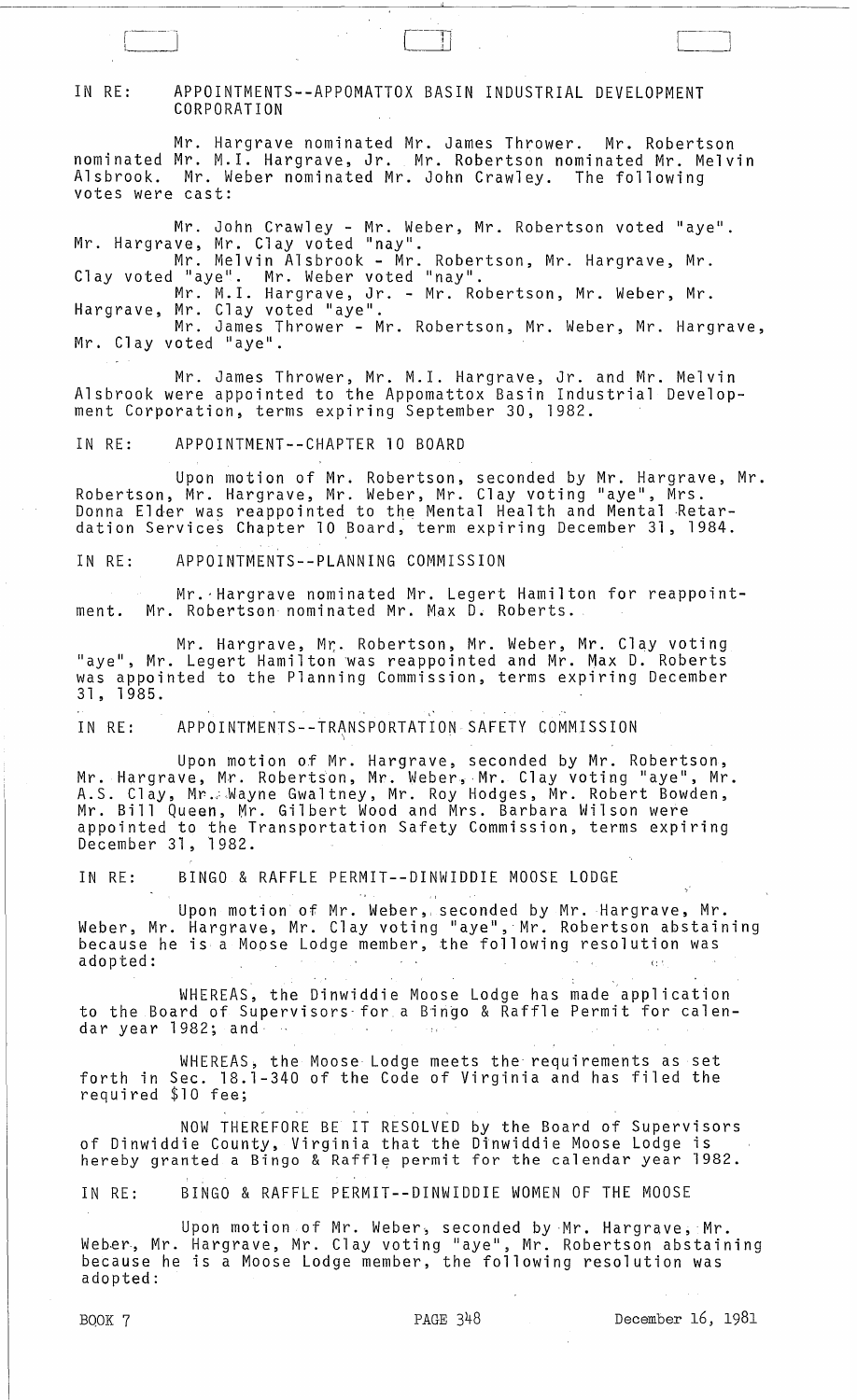IN RE: APPOINTMENTS--APPOMATTOX BASIN INDUSTRIAL DEVELOPMENT CORPORATION

Mr. Hargrave nominated Mr. James Thrower. Mr. Robertson nominated Mr. M.I. Hargrave, Jr. Mr. Robertson nominated Mr. Melvin Alsbrook. Mr. Weber nominated Mr. John Crawley. The following votes were cast:

Mr. John Crawley - Mr. Weber, Mr. Robertson voted "aye". Mr. Hargrave, Mr. Clay voted "nay".

Mr. Melvin Alsbrook - Mr. Robertson, Mr. Hargrave, Mr. Clay voted "aye". Mr. Weber voted "nay".

Mr. M.I. Hargrave, Jr. - Mr. Robertson, Mr. Weber, Mr. Hargrave, Mr. Clay voted "aye".

Mr. James Thrower - Mr. Robertson, Mr. Weber, Mr. Hargrave, Mr. Clay voted "aye".

Mr. James Thrower, Mr. M.I. Hargrave, Jr. and Mr. Melvin Alsbrook were appointed to the Appomattox Basin Industrial Development Corporation, terms expiring September 30, 1982.

IN RE: APPOINTMENT--CHAPTER 10 BOARD

Upon motion of Mr. Robertson, seconded by Mr. Hargrave, Mr. Robertson, Mr. Hargrave, Mr. Weber, Mr. Clay voting "aye", Mrs. Donna Elder was reappointed to the Mental Health and Mental Retardation Services Chapter 10 Board, term expiring December 31, 1984.

IN RE: APPOINTMENTS--PLANNING COMMISSION

Mr. Hargrave nominated Mr. Legert Hamilton for reappointment. Mr. Robertson nominated Mr. Max D. Roberts.

Mr. Hargrave, Mr. Robertson, Mr. Weber, Mr. Clay voting "aye", Mr. Legert Hamilton was reappointed and Mr. Max D. Roberts was appointed to the Planning Commission, terms expiring December 31, 1985.

IN RE: APPOINTMENTS--TRANSPORTATION SAFETY COMMISSION

Upon motion of Mr. Hargrave, seconded by Mr. Robertson, Mr. Hargrave, Mr. Robertson, Mr. Weber, Mr. Clay voting "aye", Mr. A.S. Clay, Mr. Wayne Gwaltney, Mr. Roy Hodges, Mr. Robert Bowden, Mr. Bill Queen, Mr. Gilbert Wood and Mrs. Barbara Wilson were appointed to the Transportation Safety Commission, terms expiring December 31, 1982.

IN RE: BINGO & RAFFLE PERMIT--DINWIDDIE MOOSE LODGE

Upon motion of Mr. Weber, seconded by Mr. Hargrave, Mr. Weber, Mr. Hargrave, Mr. Clay voting "aye", Mr. Robertson abstaining because he is a Moose Lodge member, the following resolution was adopted:

WHEREAS, the Dinwiddie Moose Lodge has made application to the Board of Supervisors for a Bingo & Raffle Permit for calendar year 1982; and

WHEREAS, the Moose Lodge meets the requirements as set forth in Sec. 18.1-340 of the Code of Virginia and has filed the required $10 fee;

NOW THEREFORE BE IT RESOLVED by the Board of Supervisors of Dinwiddie County, Virginia that the Dinwiddie Moose Lodge is hereby granted a Bingo & Raffle permit for the calendar year 1982.

IN RE: BINGO & RAFFLE PERMIT--DINWIDDIE WOMEN OF THE MOOSE

Upon motion of Mr. Weber, seconded by Mr. Hargrave, Mr. Weber, Mr. Hargrave, Mr. Clay voting "aye", Mr. Robertson abstaining because he is a Moose Lodge member, the following resolution was adopted:

BOOK 7 PAGE 348 December 16, 1981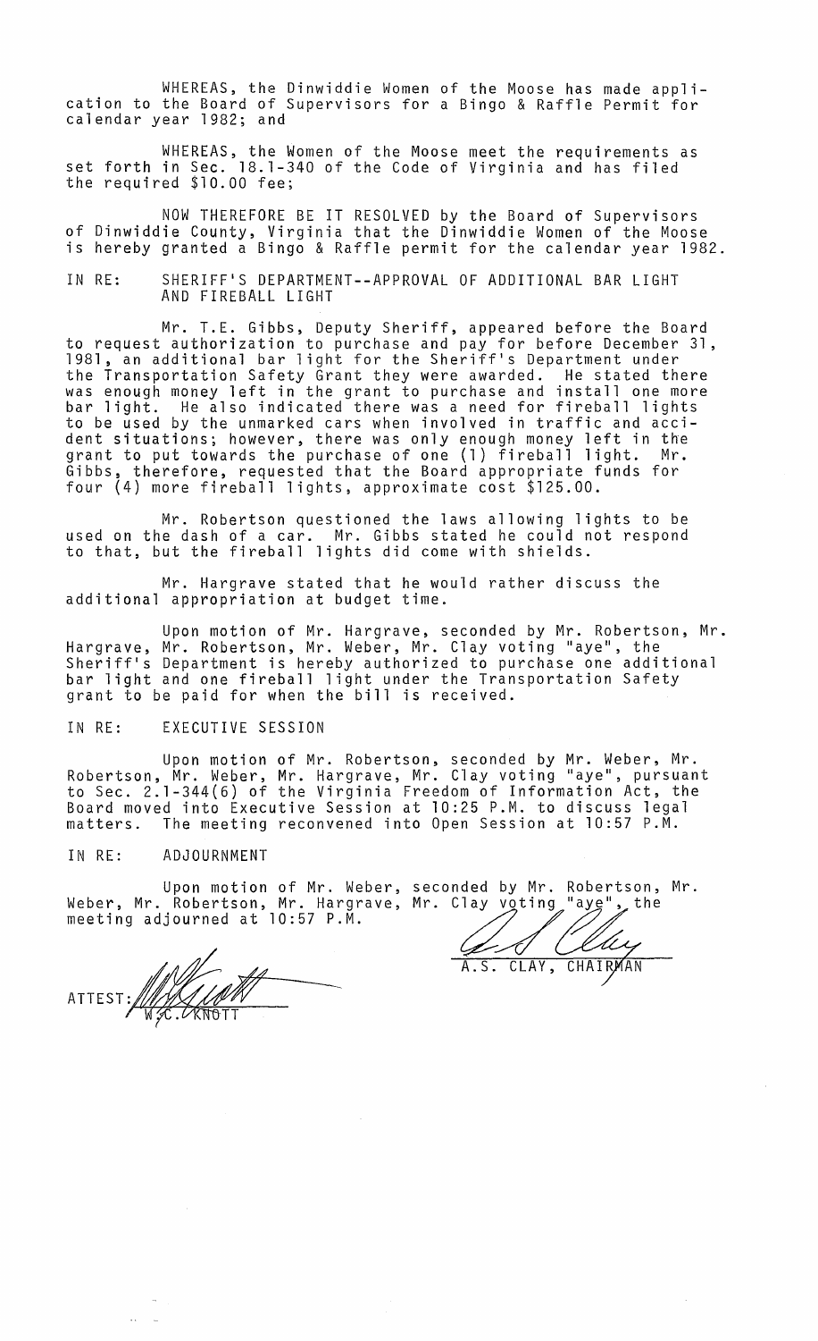WHEREAS, the Dinwiddie Women of the Moose has made application to the Board of Supervisors for a Bingo & Raffle Permit for calendar year 1982; and

WHEREAS, the Women of the Moose meet the requirements as set forth in Sec. 18.1-340 of the Code of Virginia and has filed the required $10.00 fee;

NOW THEREFORE BE IT RESOLVED by the Board of Supervisors of Dinwiddie County, Virginia that the Dinwiddie Women of the Moose is hereby granted a Bingo & Raffle permit for the calendar year 1982.

IN RE: SHERIFF'S DEPARTMENT--APPROVAL OF ADDITIONAL BAR LIGHT AND FIREBALL LIGHT

Mr. T.E. Gibbs, Deputy Sheriff, appeared before the Board to request authorization to purchase and pay for before December 31, 1981, an additional bar light for the Sheriff's Department under the Transportation Safety Grant they were awarded. He stated there was enough money left in the grant to purchase and install one more bar light. He also indicated there was a need for fireball lights to be used by the unmarked cars when involved in traffic and accident situations; however, there was only enough money left in the grant to put towards the purchase of one (1) fireball light. Mr. Gibbs, therefore, requested that the Board appropriate funds for four (4) more fireball lights, approximate cost $125.00.

Mr. Robertson questioned the laws allowing lights to be used on the dash of a car. Mr. Gibbs stated he could not respond to that, but the fireball lights did come with shields.

Mr. Hargrave stated that he would rather discuss the additional appropriation at budget time.

Upon motion of Mr. Hargrave, seconded by Mr. Robertson, Mr. Hargrave, Mr. Robertson, Mr. Weber, Mr. Clay voting "aye", the Sheriff's Department is hereby authorized to purchase one additional bar light and one fireball light under the Transportation Safety grant to be paid for when the bill is received.

IN RE: EXECUTIVE SESSION

Upon motion of Mr. Robertson, seconded by Mr. Weber, Mr. Robertson, Mr. Weber, Mr. Hargrave, Mr. Clay voting "aye", pursuant to Sec. 2.1-344(6) of the Virginia Freedom of Information Act, the Board moved into Executive Session at 10:25 P.M. to discuss legal matters. The meeting reconvened into Open Session at 10:57 P.M.

IN RE: ADJOURNMENT

Upon motion of Mr. Weber, seconded by Mr. Robertson, Mr. Weber, Mr. Robertson, Mr. Hargrave, Mr. Clay voting "aye", the meeting adjourned at 10:57 P.M.

A.S. CLAY, CHAIRMAN

ATTEST: W.C. KNOTT